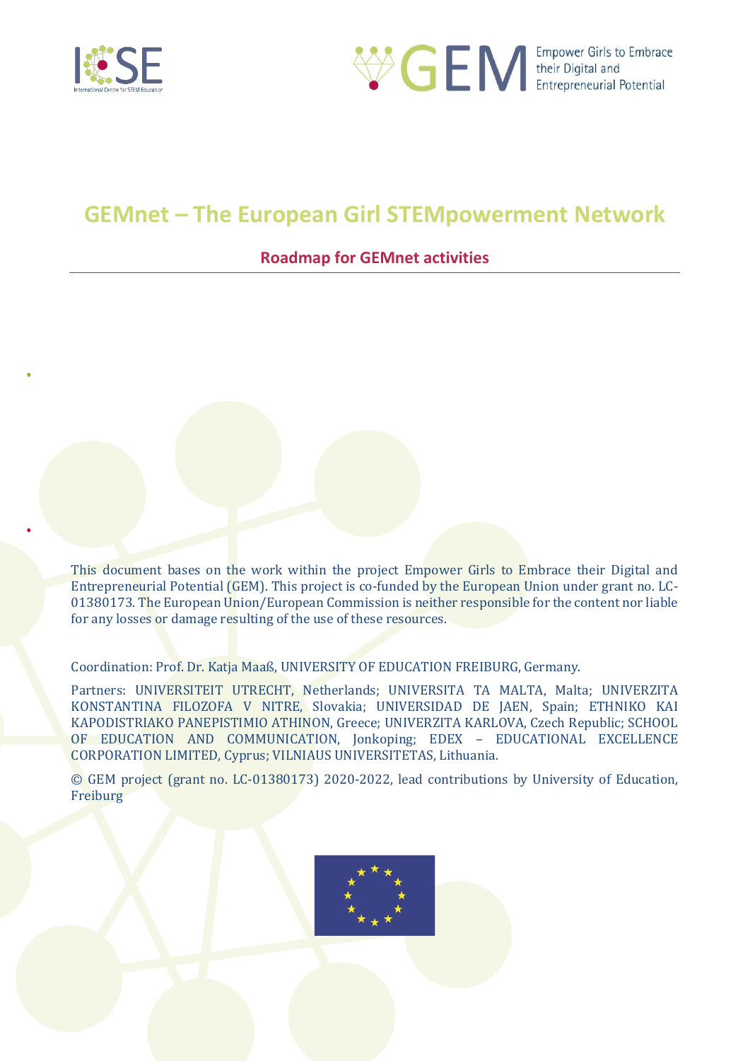# GEMnet – The European Girl STEMpowerment Network

## Roadmap for GEMnet activities

This document bases on the work within the project Empower Girls to Embrace their Digital and Entrepreneurial Potential (GEM). This project is co-funded by the European Union under grant no. LC-01380173. The European Union/European Commission is neither responsible for the content nor liable for any losses or damage resulting of the use of these resources.

Coordination: Prof. Dr. Katja Maaß, UNIVERSITY OF EDUCATION FREIBURG, Germany.

Partners: UNIVERSITEIT UTRECHT, Netherlands; UNIVERSITA TA MALTA, Malta; UNIVERZITA KONSTANTINA FILOZOFA V NITRE, Slovakia; UNIVERSIDAD DE JAEN, Spain; ETHNIKO KAI KAPODISTRIAKO PANEPISTIMIO ATHINON, Greece; UNIVERZITA KARLOVA, Czech Republic; SCHOOL OF EDUCATION AND COMMUNICATION, Jonkoping; EDEX – EDUCATIONAL EXCELLENCE CORPORATION LIMITED, Cyprus; VILNIAUS UNIVERSITETAS, Lithuania.

© GEM project (grant no. LC-01380173) 2020-2022, lead contributions by University of Education, Freiburg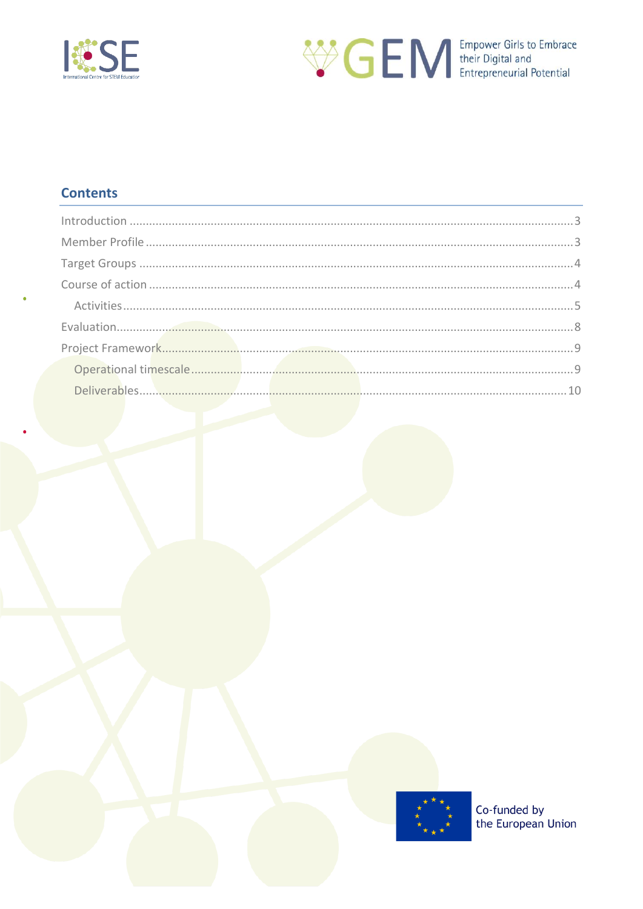## Contents

- Introduction ....................................................... 3
- Member Profile ....................................................... 3
- Target Groups ....................................................... 4
- Course of action ....................................................... 4
  - Activities ....................................................... 5
- Evaluation ....................................................... 8
- Project Framework ....................................................... 9
  - Operational timescale ....................................................... 9
  - Deliverables ....................................................... 10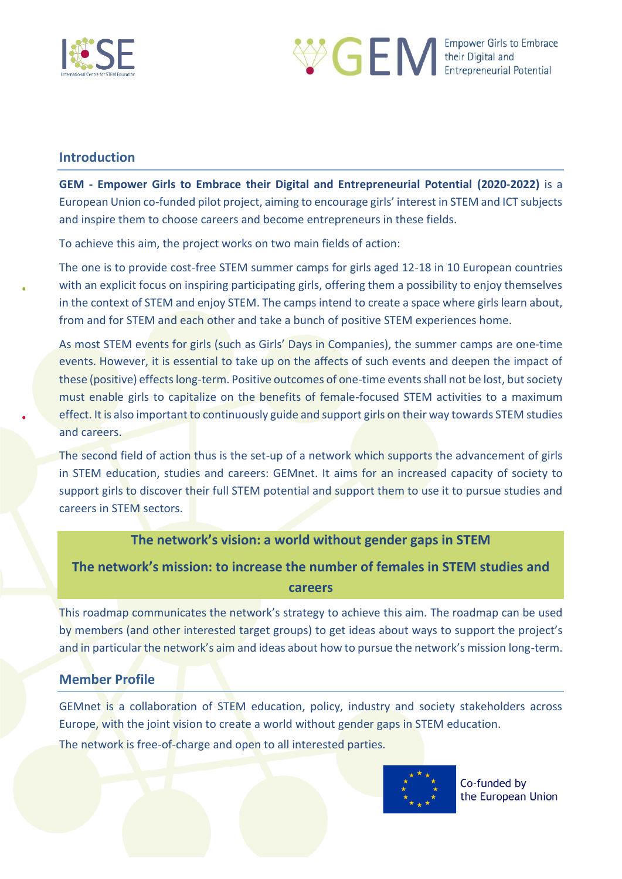## Introduction

**GEM - Empower Girls to Embrace their Digital and Entrepreneurial Potential (2020-2022)** is a European Union co-funded pilot project, aiming to encourage girls' interest in STEM and ICT subjects and inspire them to choose careers and become entrepreneurs in these fields.

To achieve this aim, the project works on two main fields of action:

The one is to provide cost-free STEM summer camps for girls aged 12-18 in 10 European countries with an explicit focus on inspiring participating girls, offering them a possibility to enjoy themselves in the context of STEM and enjoy STEM. The camps intend to create a space where girls learn about, from and for STEM and each other and take a bunch of positive STEM experiences home.

As most STEM events for girls (such as Girls' Days in Companies), the summer camps are one-time events. However, it is essential to take up on the affects of such events and deepen the impact of these (positive) effects long-term. Positive outcomes of one-time events shall not be lost, but society must enable girls to capitalize on the benefits of female-focused STEM activities to a maximum effect. It is also important to continuously guide and support girls on their way towards STEM studies and careers.

The second field of action thus is the set-up of a network which supports the advancement of girls in STEM education, studies and careers: GEMnet. It aims for an increased capacity of society to support girls to discover their full STEM potential and support them to use it to pursue studies and careers in STEM sectors.

**The network's vision: a world without gender gaps in STEM**

**The network's mission: to increase the number of females in STEM studies and careers**

This roadmap communicates the network's strategy to achieve this aim. The roadmap can be used by members (and other interested target groups) to get ideas about ways to support the project's and in particular the network's aim and ideas about how to pursue the network's mission long-term.

## Member Profile

GEMnet is a collaboration of STEM education, policy, industry and society stakeholders across Europe, with the joint vision to create a world without gender gaps in STEM education.

The network is free-of-charge and open to all interested parties.

Co-funded by the European Union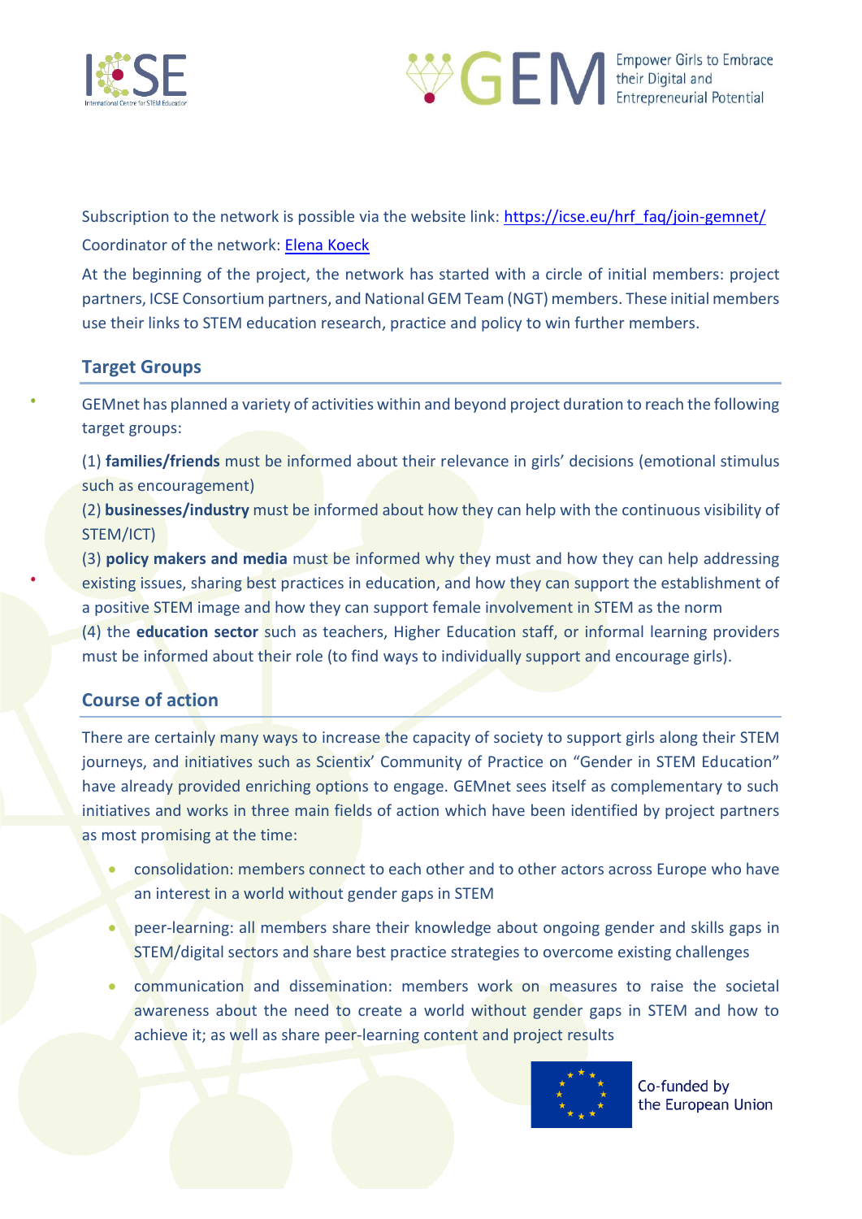Subscription to the network is possible via the website link: [https://icse.eu/hrf_faq/join-gemnet/](https://icse.eu/hrf_faq/join-gemnet/)

Coordinator of the network: [Elena Koeck]

At the beginning of the project, the network has started with a circle of initial members: project partners, ICSE Consortium partners, and National GEM Team (NGT) members. These initial members use their links to STEM education research, practice and policy to win further members.

## Target Groups

GEMnet has planned a variety of activities within and beyond project duration to reach the following target groups:

(1) **families/friends** must be informed about their relevance in girls' decisions (emotional stimulus such as encouragement)

(2) **businesses/industry** must be informed about how they can help with the continuous visibility of STEM/ICT)

(3) **policy makers and media** must be informed why they must and how they can help addressing existing issues, sharing best practices in education, and how they can support the establishment of a positive STEM image and how they can support female involvement in STEM as the norm

(4) the **education sector** such as teachers, Higher Education staff, or informal learning providers must be informed about their role (to find ways to individually support and encourage girls).

## Course of action

There are certainly many ways to increase the capacity of society to support girls along their STEM journeys, and initiatives such as Scientix' Community of Practice on "Gender in STEM Education" have already provided enriching options to engage. GEMnet sees itself as complementary to such initiatives and works in three main fields of action which have been identified by project partners as most promising at the time:

- consolidation: members connect to each other and to other actors across Europe who have an interest in a world without gender gaps in STEM
- peer-learning: all members share their knowledge about ongoing gender and skills gaps in STEM/digital sectors and share best practice strategies to overcome existing challenges
- communication and dissemination: members work on measures to raise the societal awareness about the need to create a world without gender gaps in STEM and how to achieve it; as well as share peer-learning content and project results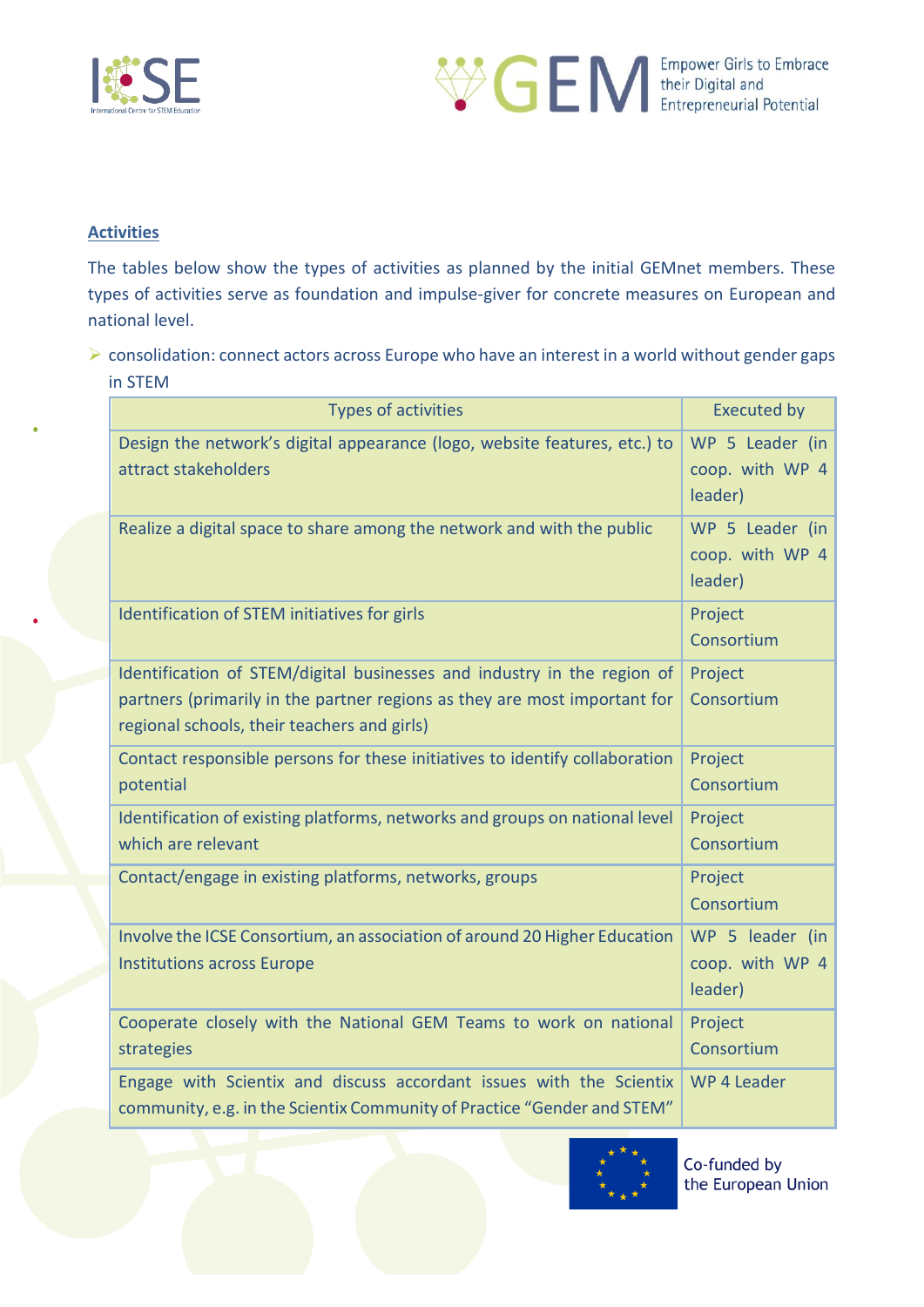**Activities**

The tables below show the types of activities as planned by the initial GEMnet members. These types of activities serve as foundation and impulse-giver for concrete measures on European and national level.

- consolidation: connect actors across Europe who have an interest in a world without gender gaps in STEM

| Types of activities | Executed by |
|---|---|
| Design the network's digital appearance (logo, website features, etc.) to attract stakeholders | WP 5 Leader (in coop. with WP 4 leader) |
| Realize a digital space to share among the network and with the public | WP 5 Leader (in coop. with WP 4 leader) |
| Identification of STEM initiatives for girls | Project Consortium |
| Identification of STEM/digital businesses and industry in the region of partners (primarily in the partner regions as they are most important for regional schools, their teachers and girls) | Project Consortium |
| Contact responsible persons for these initiatives to identify collaboration potential | Project Consortium |
| Identification of existing platforms, networks and groups on national level which are relevant | Project Consortium |
| Contact/engage in existing platforms, networks, groups | Project Consortium |
| Involve the ICSE Consortium, an association of around 20 Higher Education Institutions across Europe | WP 5 leader (in coop. with WP 4 leader) |
| Cooperate closely with the National GEM Teams to work on national strategies | Project Consortium |
| Engage with Scientix and discuss accordant issues with the Scientix community, e.g. in the Scientix Community of Practice "Gender and STEM" | WP 4 Leader |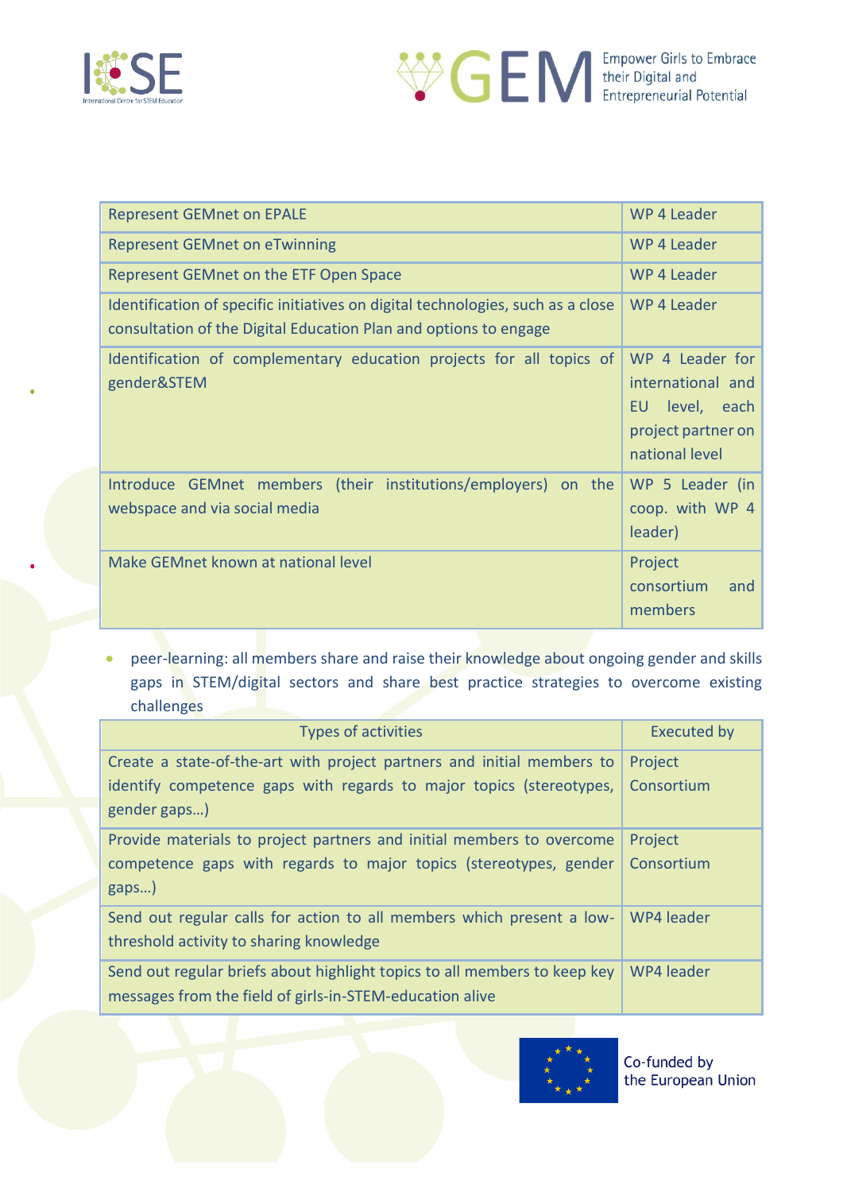| | |
|---|---|
| Represent GEMnet on EPALE | WP 4 Leader |
| Represent GEMnet on eTwinning | WP 4 Leader |
| Represent GEMnet on the ETF Open Space | WP 4 Leader |
| Identification of specific initiatives on digital technologies, such as a close consultation of the Digital Education Plan and options to engage | WP 4 Leader |
| Identification of complementary education projects for all topics of gender&STEM | WP 4 Leader for international and EU level, each project partner on national level |
| Introduce GEMnet members (their institutions/employers) on the webspace and via social media | WP 5 Leader (in coop. with WP 4 leader) |
| Make GEMnet known at national level | Project consortium and members |

- peer-learning: all members share and raise their knowledge about ongoing gender and skills gaps in STEM/digital sectors and share best practice strategies to overcome existing challenges

| Types of activities | Executed by |
|---|---|
| Create a state-of-the-art with project partners and initial members to identify competence gaps with regards to major topics (stereotypes, gender gaps…) | Project Consortium |
| Provide materials to project partners and initial members to overcome competence gaps with regards to major topics (stereotypes, gender gaps…) | Project Consortium |
| Send out regular calls for action to all members which present a low-threshold activity to sharing knowledge | WP4 leader |
| Send out regular briefs about highlight topics to all members to keep key messages from the field of girls-in-STEM-education alive | WP4 leader |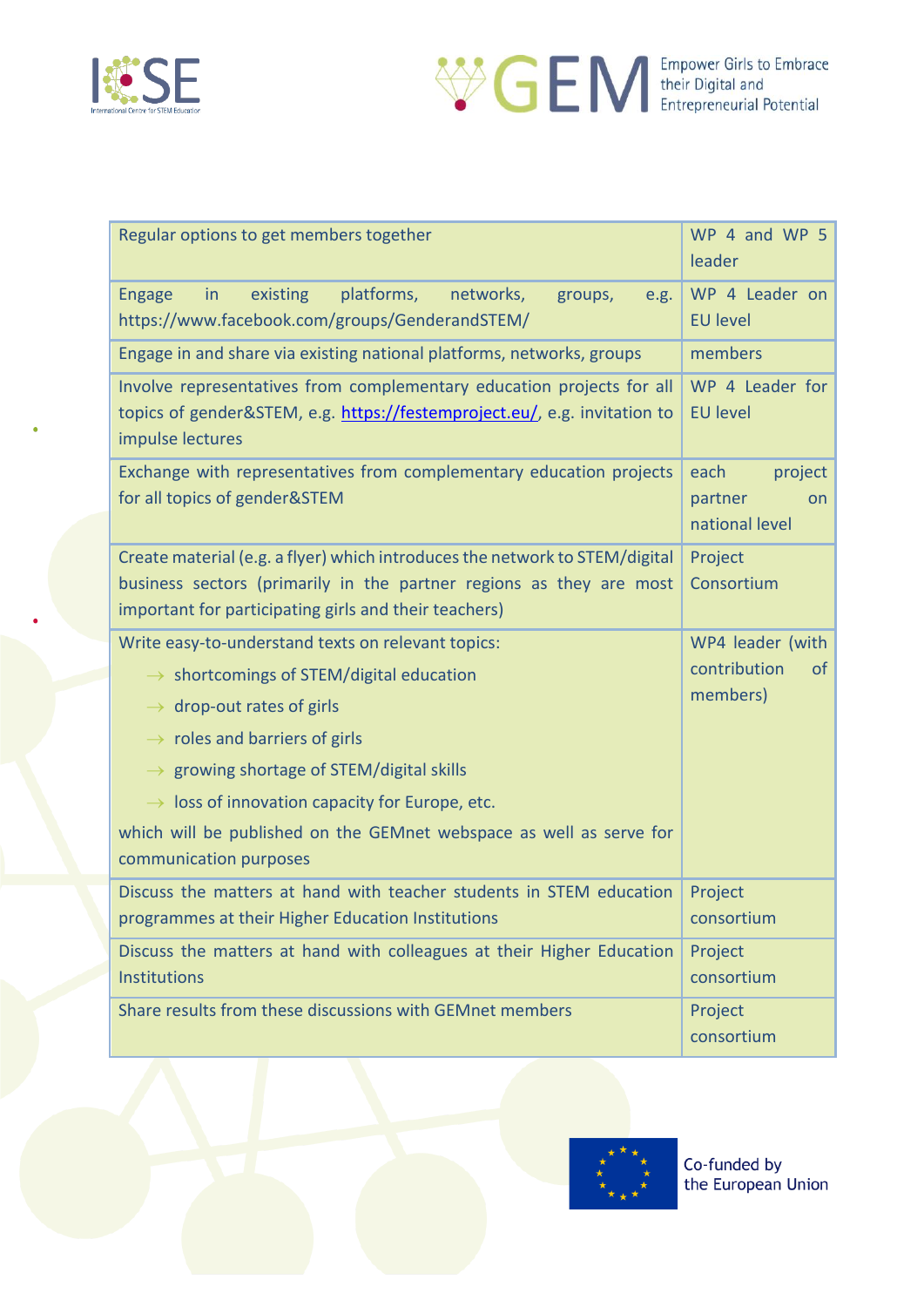| | |
|---|---|
| Regular options to get members together | WP 4 and WP 5 leader |
| Engage in existing platforms, networks, groups, e.g. https://www.facebook.com/groups/GenderandSTEM/ | WP 4 Leader on EU level |
| Engage in and share via existing national platforms, networks, groups | members |
| Involve representatives from complementary education projects for all topics of gender&STEM, e.g. https://festemproject.eu/, e.g. invitation to impulse lectures | WP 4 Leader for EU level |
| Exchange with representatives from complementary education projects for all topics of gender&STEM | each project partner on national level |
| Create material (e.g. a flyer) which introduces the network to STEM/digital business sectors (primarily in the partner regions as they are most important for participating girls and their teachers) | Project Consortium |
| Write easy-to-understand texts on relevant topics:<br>→ shortcomings of STEM/digital education<br>→ drop-out rates of girls<br>→ roles and barriers of girls<br>→ growing shortage of STEM/digital skills<br>→ loss of innovation capacity for Europe, etc.<br>which will be published on the GEMnet webspace as well as serve for communication purposes | WP4 leader (with contribution of members) |
| Discuss the matters at hand with teacher students in STEM education programmes at their Higher Education Institutions | Project consortium |
| Discuss the matters at hand with colleagues at their Higher Education Institutions | Project consortium |
| Share results from these discussions with GEMnet members | Project consortium |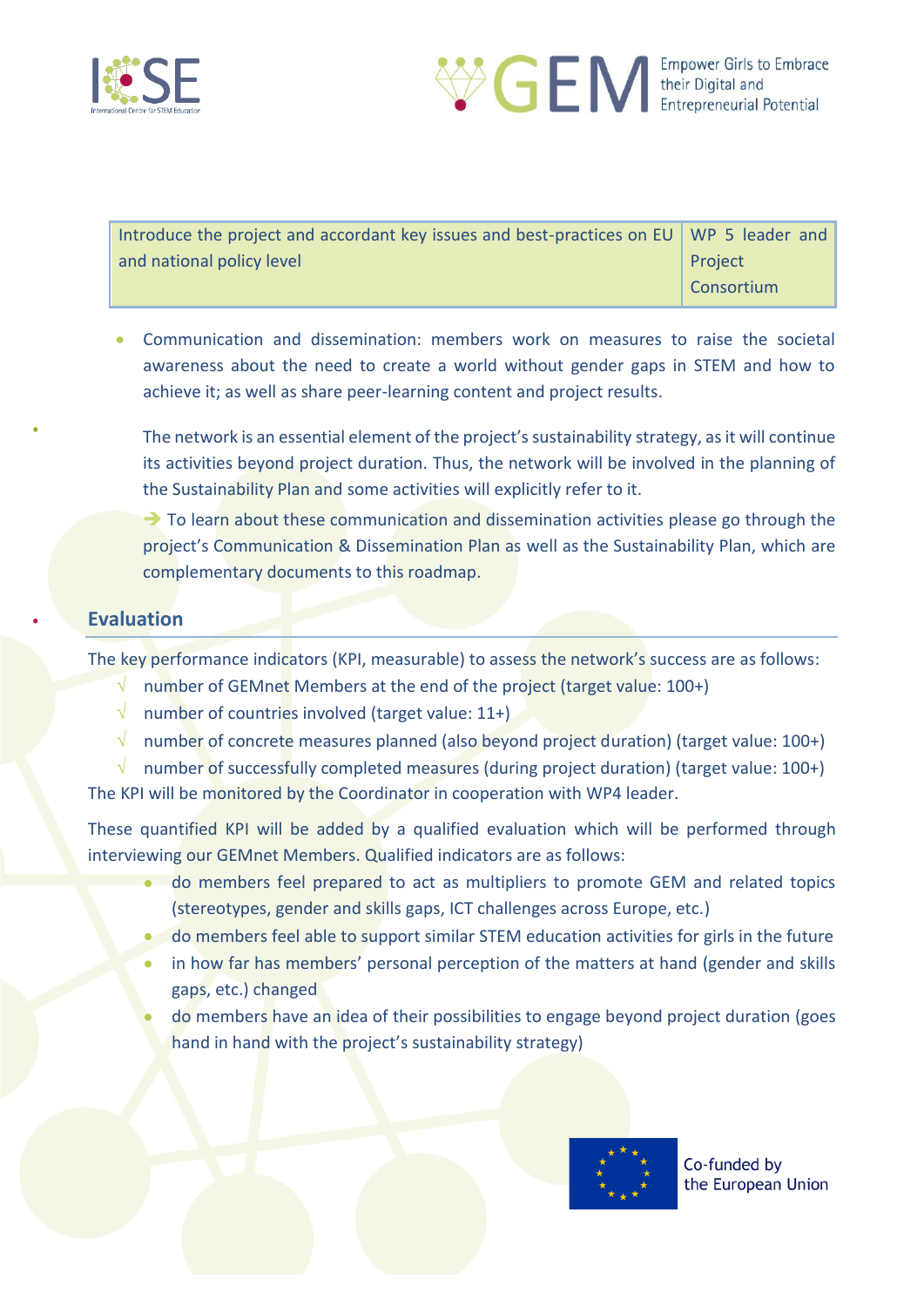| Introduce the project and accordant key issues and best-practices on EU and national policy level | WP 5 leader and Project Consortium |
|---|---|

- Communication and dissemination: members work on measures to raise the societal awareness about the need to create a world without gender gaps in STEM and how to achieve it; as well as share peer-learning content and project results.

  The network is an essential element of the project's sustainability strategy, as it will continue its activities beyond project duration. Thus, the network will be involved in the planning of the Sustainability Plan and some activities will explicitly refer to it.

  ➔ To learn about these communication and dissemination activities please go through the project's Communication & Dissemination Plan as well as the Sustainability Plan, which are complementary documents to this roadmap.

## Evaluation

The key performance indicators (KPI, measurable) to assess the network's success are as follows:

- √ number of GEMnet Members at the end of the project (target value: 100+)
- √ number of countries involved (target value: 11+)
- √ number of concrete measures planned (also beyond project duration) (target value: 100+)
- √ number of successfully completed measures (during project duration) (target value: 100+)

The KPI will be monitored by the Coordinator in cooperation with WP4 leader.

These quantified KPI will be added by a qualified evaluation which will be performed through interviewing our GEMnet Members. Qualified indicators are as follows:

- do members feel prepared to act as multipliers to promote GEM and related topics (stereotypes, gender and skills gaps, ICT challenges across Europe, etc.)
- do members feel able to support similar STEM education activities for girls in the future
- in how far has members' personal perception of the matters at hand (gender and skills gaps, etc.) changed
- do members have an idea of their possibilities to engage beyond project duration (goes hand in hand with the project's sustainability strategy)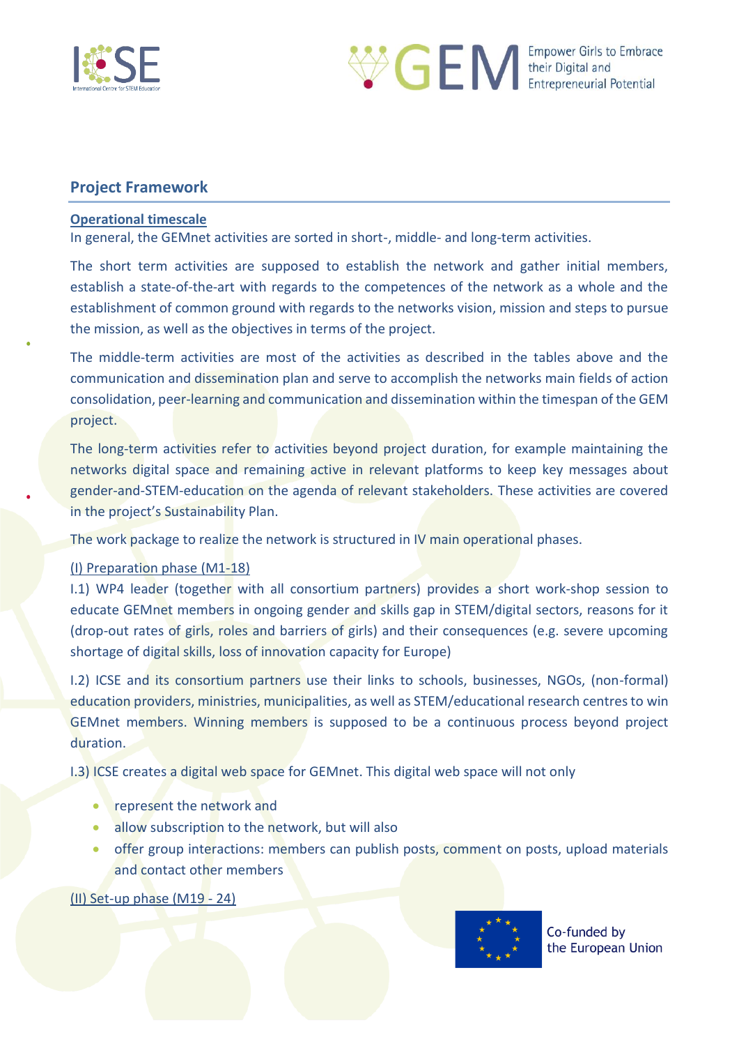## Project Framework

**Operational timescale**

In general, the GEMnet activities are sorted in short-, middle- and long-term activities.

The short term activities are supposed to establish the network and gather initial members, establish a state-of-the-art with regards to the competences of the network as a whole and the establishment of common ground with regards to the networks vision, mission and steps to pursue the mission, as well as the objectives in terms of the project.

The middle-term activities are most of the activities as described in the tables above and the communication and dissemination plan and serve to accomplish the networks main fields of action consolidation, peer-learning and communication and dissemination within the timespan of the GEM project.

The long-term activities refer to activities beyond project duration, for example maintaining the networks digital space and remaining active in relevant platforms to keep key messages about gender-and-STEM-education on the agenda of relevant stakeholders. These activities are covered in the project's Sustainability Plan.

The work package to realize the network is structured in IV main operational phases.

(I) Preparation phase (M1-18)

I.1) WP4 leader (together with all consortium partners) provides a short work-shop session to educate GEMnet members in ongoing gender and skills gap in STEM/digital sectors, reasons for it (drop-out rates of girls, roles and barriers of girls) and their consequences (e.g. severe upcoming shortage of digital skills, loss of innovation capacity for Europe)

I.2) ICSE and its consortium partners use their links to schools, businesses, NGOs, (non-formal) education providers, ministries, municipalities, as well as STEM/educational research centres to win GEMnet members. Winning members is supposed to be a continuous process beyond project duration.

I.3) ICSE creates a digital web space for GEMnet. This digital web space will not only

- represent the network and
- allow subscription to the network, but will also
- offer group interactions: members can publish posts, comment on posts, upload materials and contact other members

(II) Set-up phase (M19 - 24)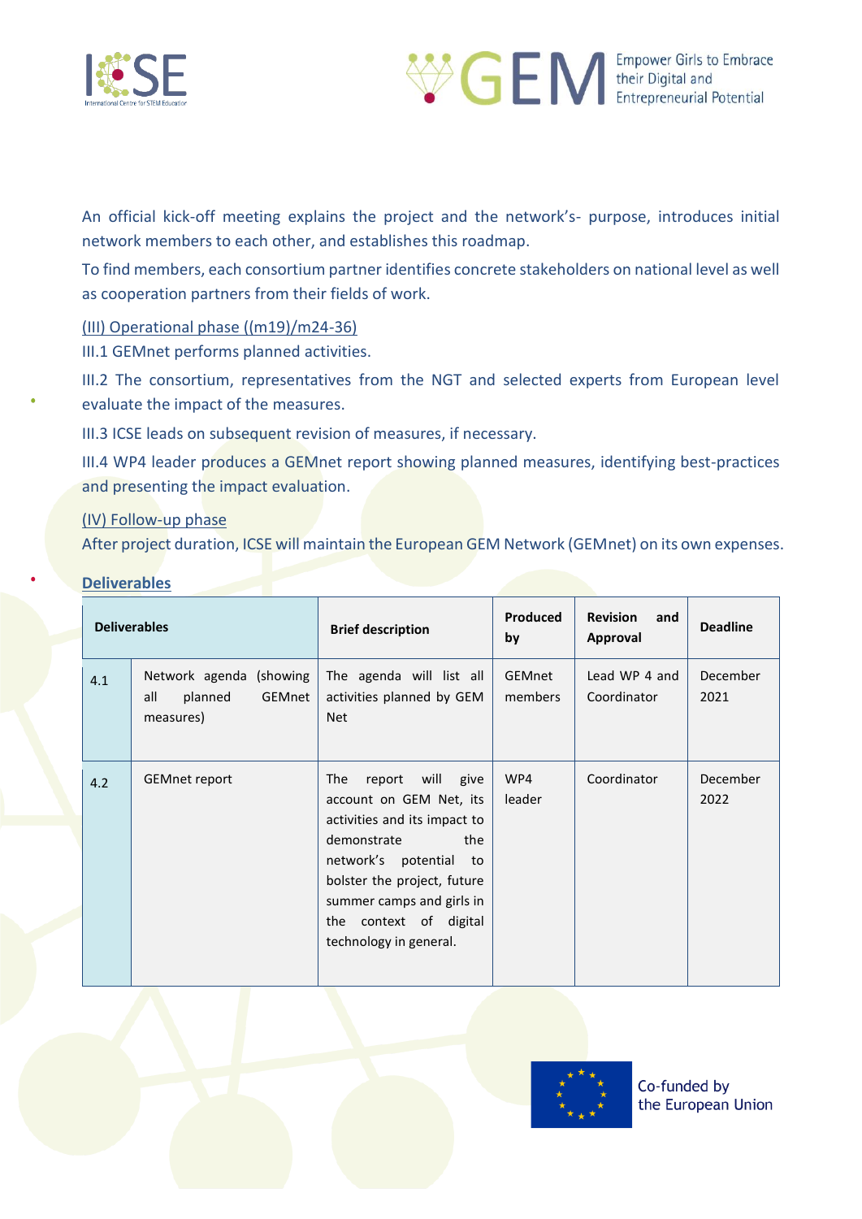An official kick-off meeting explains the project and the network's- purpose, introduces initial network members to each other, and establishes this roadmap.

To find members, each consortium partner identifies concrete stakeholders on national level as well as cooperation partners from their fields of work.

(III) Operational phase ((m19)/m24-36)

III.1 GEMnet performs planned activities.

III.2 The consortium, representatives from the NGT and selected experts from European level evaluate the impact of the measures.

III.3 ICSE leads on subsequent revision of measures, if necessary.

III.4 WP4 leader produces a GEMnet report showing planned measures, identifying best-practices and presenting the impact evaluation.

(IV) Follow-up phase

After project duration, ICSE will maintain the European GEM Network (GEMnet) on its own expenses.

**Deliverables**

| Deliverables | | Brief description | Produced by | Revision and Approval | Deadline |
|---|---|---|---|---|---|
| 4.1 | Network agenda (showing all planned GEMnet measures) | The agenda will list all activities planned by GEM Net | GEMnet members | Lead WP 4 and Coordinator | December 2021 |
| 4.2 | GEMnet report | The report will give account on GEM Net, its activities and its impact to demonstrate the network's potential to bolster the project, future summer camps and girls in the context of digital technology in general. | WP4 leader | Coordinator | December 2022 |